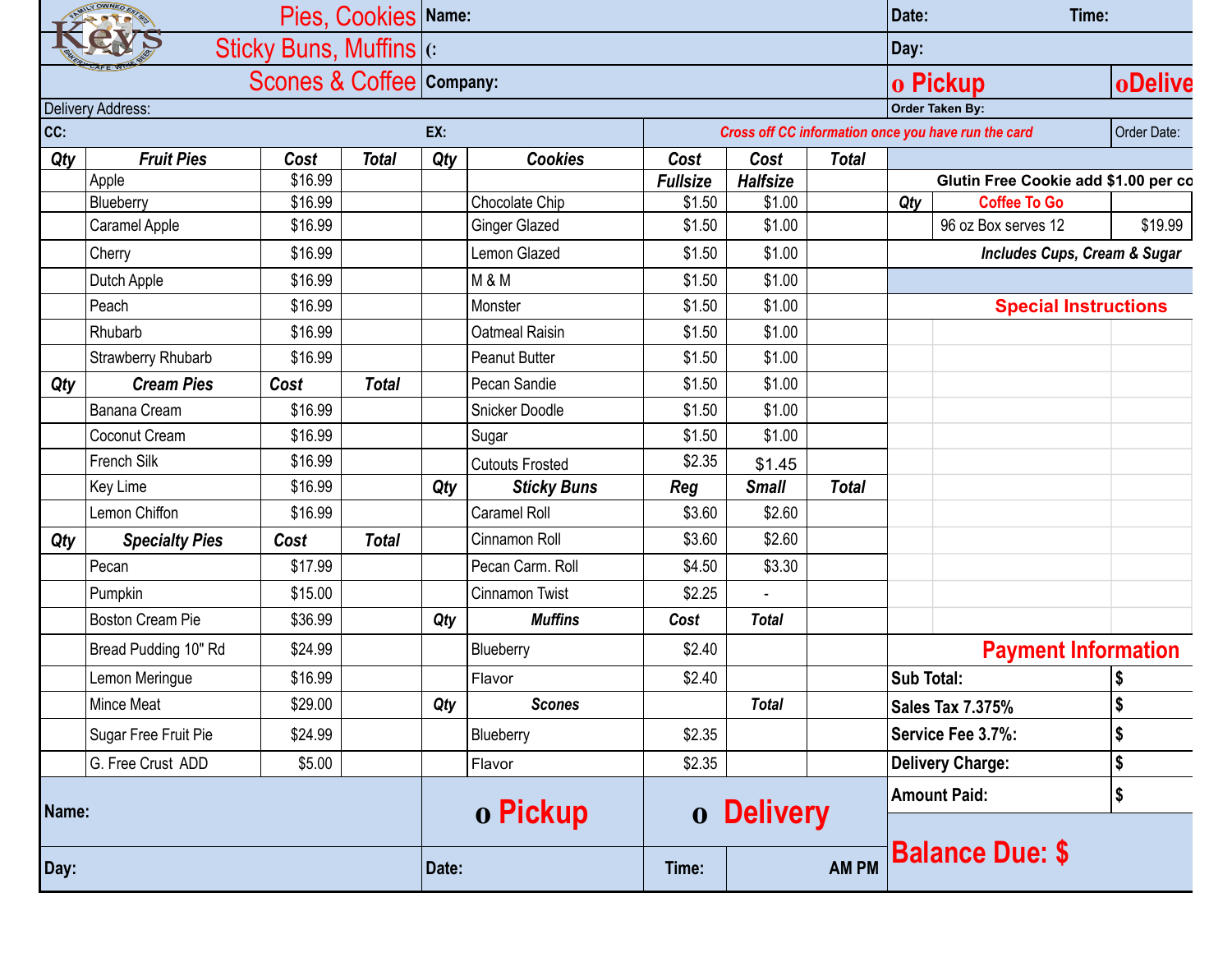**Pies, Cookies**
**Sticky Buns, Muffins**
**Scones & Coffee**

Name:

(:

Company:

Date: Time:

Day:

o Pickup o Delive

Delivery Address:

Order Taken By:

CC: EX:

*Cross off CC information once you have run the card*

Order Date:

| Qty | Fruit Pies | Cost | Total |
|---|---|---|---|
| | Apple | $16.99 | |
| | Blueberry | $16.99 | |
| | Caramel Apple | $16.99 | |
| | Cherry | $16.99 | |
| | Dutch Apple | $16.99 | |
| | Peach | $16.99 | |
| | Rhubarb | $16.99 | |
| | Strawberry Rhubarb | $16.99 | |

| Qty | Cream Pies | Cost | Total |
|---|---|---|---|
| | Banana Cream | $16.99 | |
| | Coconut Cream | $16.99 | |
| | French Silk | $16.99 | |
| | Key Lime | $16.99 | |
| | Lemon Chiffon | $16.99 | |

| Qty | Specialty Pies | Cost | Total |
|---|---|---|---|
| | Pecan | $17.99 | |
| | Pumpkin | $15.00 | |
| | Boston Cream Pie | $36.99 | |
| | Bread Pudding 10" Rd | $24.99 | |
| | Lemon Meringue | $16.99 | |
| | Mince Meat | $29.00 | |
| | Sugar Free Fruit Pie | $24.99 | |
| | G. Free Crust ADD | $5.00 | |

| Qty | Cookies | Cost Fullsize | Cost Halfsize | Total |
|---|---|---|---|---|
| | Chocolate Chip | $1.50 | $1.00 | |
| | Ginger Glazed | $1.50 | $1.00 | |
| | Lemon Glazed | $1.50 | $1.00 | |
| | M & M | $1.50 | $1.00 | |
| | Monster | $1.50 | $1.00 | |
| | Oatmeal Raisin | $1.50 | $1.00 | |
| | Peanut Butter | $1.50 | $1.00 | |
| | Pecan Sandie | $1.50 | $1.00 | |
| | Snicker Doodle | $1.50 | $1.00 | |
| | Sugar | $1.50 | $1.00 | |
| | Cutouts Frosted | $2.35 | $1.45 | |

| Qty | Sticky Buns | Reg | Small | Total |
|---|---|---|---|---|
| | Caramel Roll | $3.60 | $2.60 | |
| | Cinnamon Roll | $3.60 | $2.60 | |
| | Pecan Carm. Roll | $4.50 | $3.30 | |
| | Cinnamon Twist | $2.25 | - | |

| Qty | Muffins | Cost | Total |
|---|---|---|---|
| | Blueberry | $2.40 | |
| | Flavor | $2.40 | |

| Qty | Scones | | Total |
|---|---|---|---|
| | Blueberry | $2.35 | |
| | Flavor | $2.35 | |

**Glutin Free Cookie add $1.00 per co**

| Qty | Coffee To Go | |
|---|---|---|
| | 96 oz Box serves 12 | $19.99 |

*Includes Cups, Cream & Sugar*

**Special Instructions**

**Payment Information**

| | |
|---|---|
| Sub Total: | $ |
| Sales Tax 7.375% | $ |
| Service Fee 3.7%: | $ |
| Delivery Charge: | $ |
| Amount Paid: | $ |

**Balance Due: $**

Name:

o Pickup o Delivery

Day: Date: Time: AM PM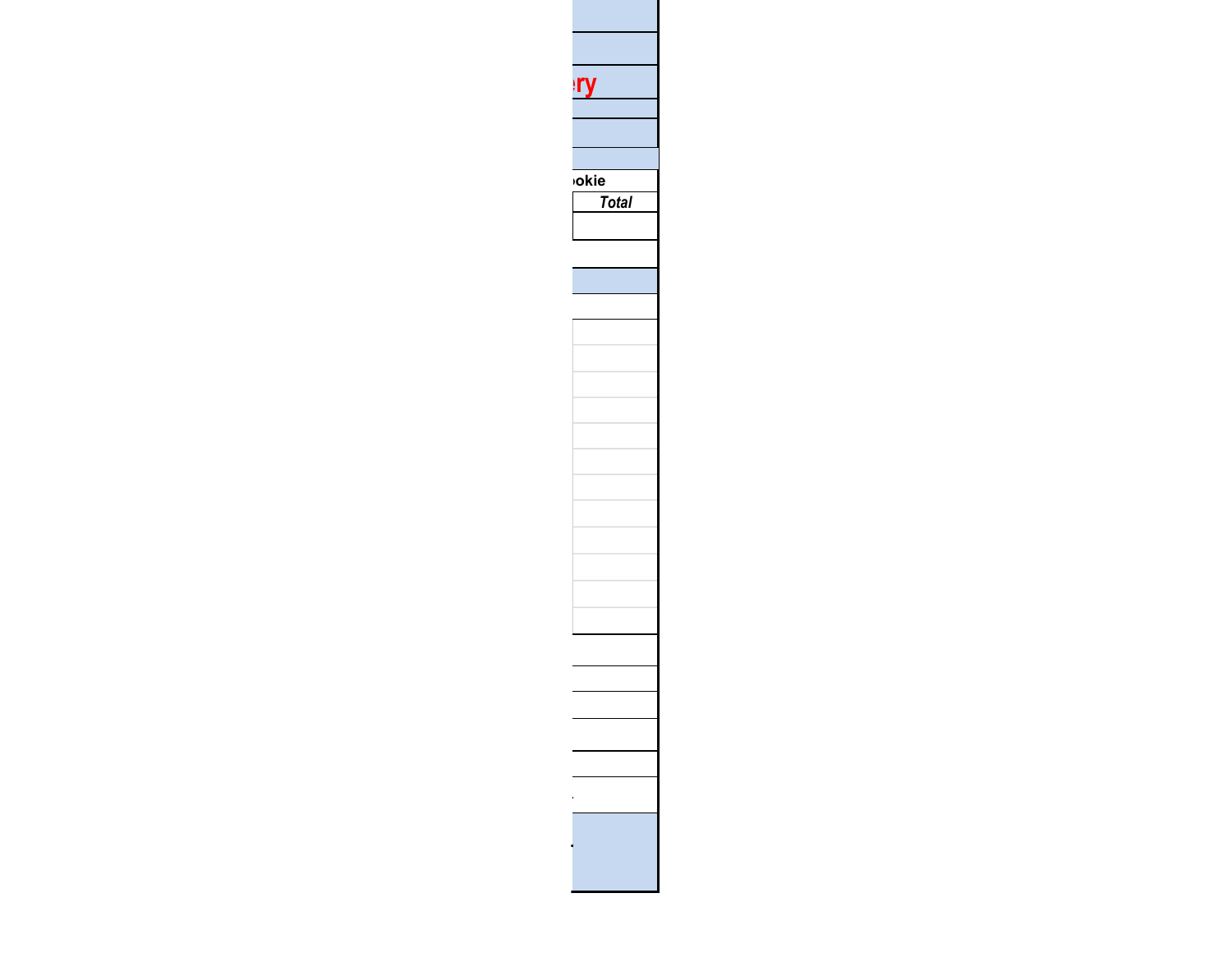ery

okie

| *Total* |
| --- |
| |